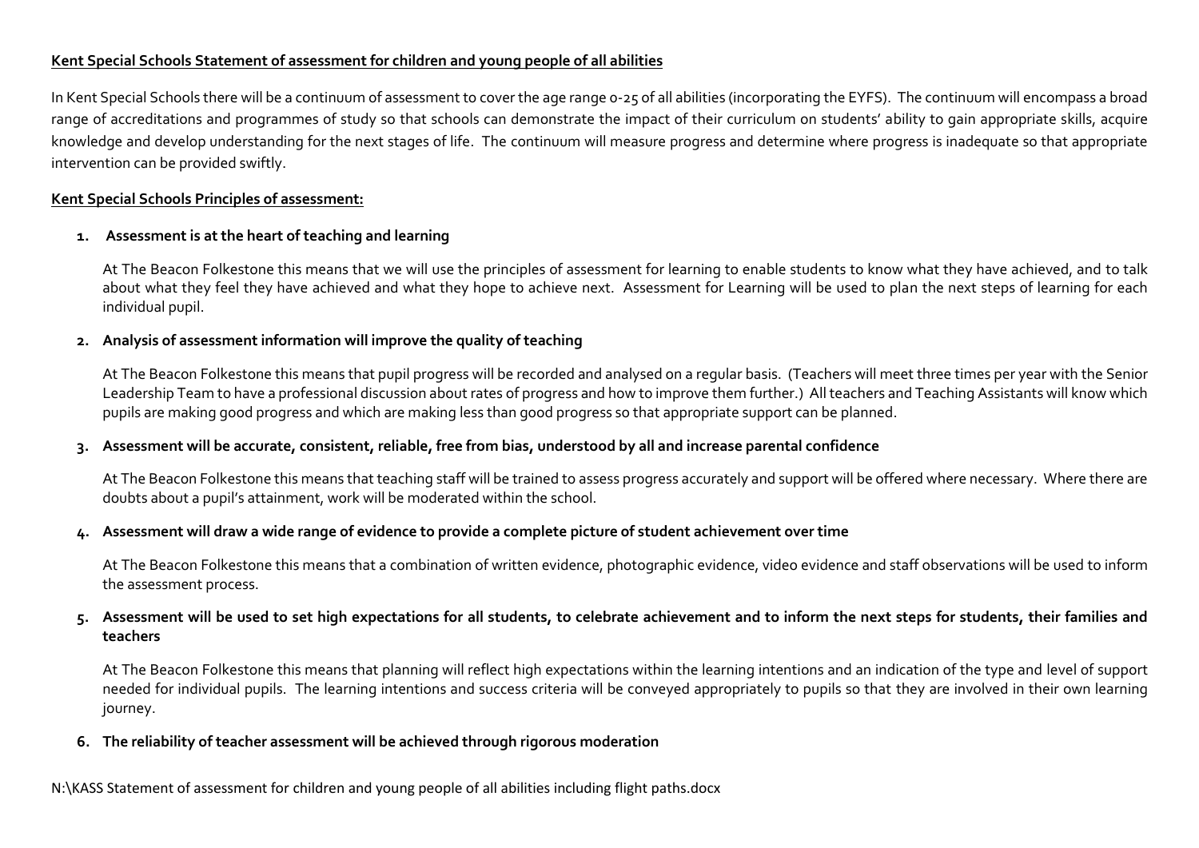**Kent Special Schools Statement of assessment for children and young people of all abilities**

In Kent Special Schools there will be a continuum of assessment to cover the age range 0-25 of all abilities (incorporating the EYFS). The continuum will encompass a broad range of accreditations and programmes of study so that schools can demonstrate the impact of their curriculum on students' ability to gain appropriate skills, acquire knowledge and develop understanding for the next stages of life. The continuum will measure progress and determine where progress is inadequate so that appropriate intervention can be provided swiftly.

**Kent Special Schools Principles of assessment:**

1. **Assessment is at the heart of teaching and learning**

   At The Beacon Folkestone this means that we will use the principles of assessment for learning to enable students to know what they have achieved, and to talk about what they feel they have achieved and what they hope to achieve next. Assessment for Learning will be used to plan the next steps of learning for each individual pupil.

2. **Analysis of assessment information will improve the quality of teaching**

   At The Beacon Folkestone this means that pupil progress will be recorded and analysed on a regular basis. (Teachers will meet three times per year with the Senior Leadership Team to have a professional discussion about rates of progress and how to improve them further.) All teachers and Teaching Assistants will know which pupils are making good progress and which are making less than good progress so that appropriate support can be planned.

3. **Assessment will be accurate, consistent, reliable, free from bias, understood by all and increase parental confidence**

   At The Beacon Folkestone this means that teaching staff will be trained to assess progress accurately and support will be offered where necessary. Where there are doubts about a pupil's attainment, work will be moderated within the school.

4. **Assessment will draw a wide range of evidence to provide a complete picture of student achievement over time**

   At The Beacon Folkestone this means that a combination of written evidence, photographic evidence, video evidence and staff observations will be used to inform the assessment process.

5. **Assessment will be used to set high expectations for all students, to celebrate achievement and to inform the next steps for students, their families and teachers**

   At The Beacon Folkestone this means that planning will reflect high expectations within the learning intentions and an indication of the type and level of support needed for individual pupils. The learning intentions and success criteria will be conveyed appropriately to pupils so that they are involved in their own learning journey.

6. **The reliability of teacher assessment will be achieved through rigorous moderation**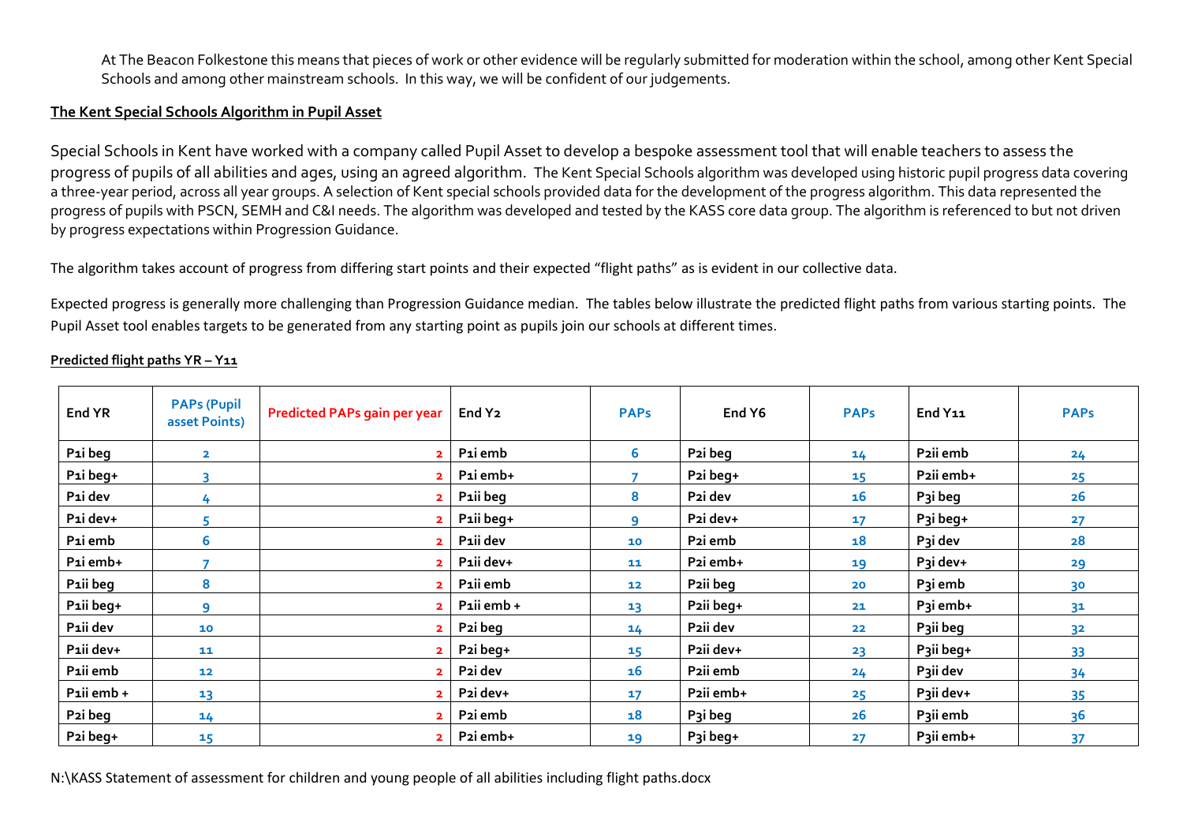At The Beacon Folkestone this means that pieces of work or other evidence will be regularly submitted for moderation within the school, among other Kent Special Schools and among other mainstream schools. In this way, we will be confident of our judgements.

**The Kent Special Schools Algorithm in Pupil Asset**

Special Schools in Kent have worked with a company called Pupil Asset to develop a bespoke assessment tool that will enable teachers to assess the progress of pupils of all abilities and ages, using an agreed algorithm. The Kent Special Schools algorithm was developed using historic pupil progress data covering a three-year period, across all year groups. A selection of Kent special schools provided data for the development of the progress algorithm. This data represented the progress of pupils with PSCN, SEMH and C&I needs. The algorithm was developed and tested by the KASS core data group. The algorithm is referenced to but not driven by progress expectations within Progression Guidance.

The algorithm takes account of progress from differing start points and their expected "flight paths" as is evident in our collective data.

Expected progress is generally more challenging than Progression Guidance median. The tables below illustrate the predicted flight paths from various starting points. The Pupil Asset tool enables targets to be generated from any starting point as pupils join our schools at different times.

**Predicted flight paths YR – Y11**

| End YR | PAPs (Pupil asset Points) | Predicted PAPs gain per year | End Y2 | PAPs | End Y6 | PAPs | End Y11 | PAPs |
|---|---|---|---|---|---|---|---|---|
| P1i beg | 2 | 2 | P1i emb | 6 | P2i beg | 14 | P2ii emb | 24 |
| P1i beg+ | 3 | 2 | P1i emb+ | 7 | P2i beg+ | 15 | P2ii emb+ | 25 |
| P1i dev | 4 | 2 | P1ii beg | 8 | P2i dev | 16 | P3i beg | 26 |
| P1i dev+ | 5 | 2 | P1ii beg+ | 9 | P2i dev+ | 17 | P3i beg+ | 27 |
| P1i emb | 6 | 2 | P1ii dev | 10 | P2i emb | 18 | P3i dev | 28 |
| P1i emb+ | 7 | 2 | P1ii dev+ | 11 | P2i emb+ | 19 | P3i dev+ | 29 |
| P1ii beg | 8 | 2 | P1ii emb | 12 | P2ii beg | 20 | P3i emb | 30 |
| P1ii beg+ | 9 | 2 | P1ii emb + | 13 | P2ii beg+ | 21 | P3i emb+ | 31 |
| P1ii dev | 10 | 2 | P2i beg | 14 | P2ii dev | 22 | P3ii beg | 32 |
| P1ii dev+ | 11 | 2 | P2i beg+ | 15 | P2ii dev+ | 23 | P3ii beg+ | 33 |
| P1ii emb | 12 | 2 | P2i dev | 16 | P2ii emb | 24 | P3ii dev | 34 |
| P1ii emb + | 13 | 2 | P2i dev+ | 17 | P2ii emb+ | 25 | P3ii dev+ | 35 |
| P2i beg | 14 | 2 | P2i emb | 18 | P3i beg | 26 | P3ii emb | 36 |
| P2i beg+ | 15 | 2 | P2i emb+ | 19 | P3i beg+ | 27 | P3ii emb+ | 37 |

N:\KASS Statement of assessment for children and young people of all abilities including flight paths.docx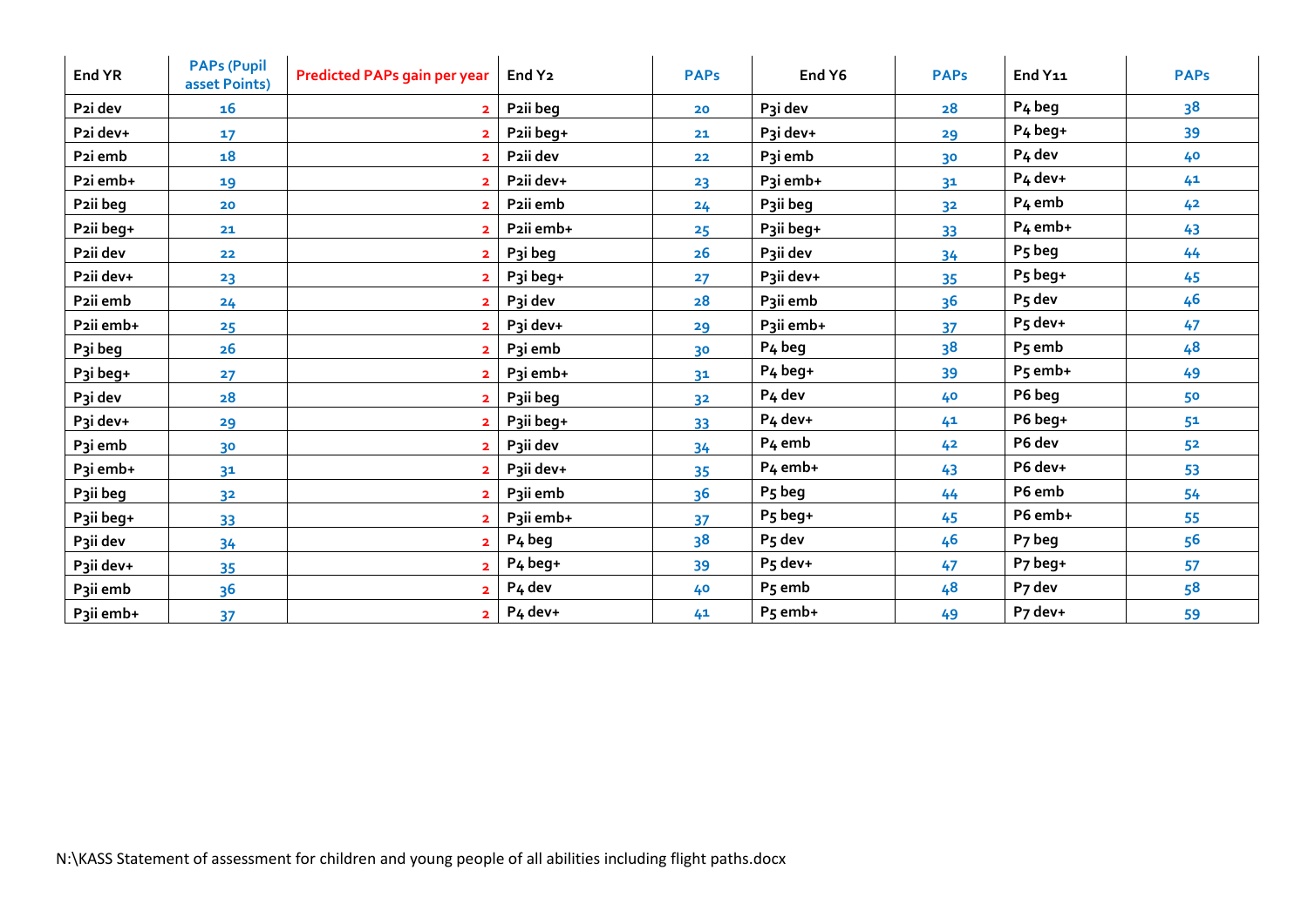| End YR | PAPs (Pupil asset Points) | Predicted PAPs gain per year | End Y2 | PAPs | End Y6 | PAPs | End Y11 | PAPs |
|---|---|---|---|---|---|---|---|---|
| P2i dev | 16 | 2 | P2ii beg | 20 | P3i dev | 28 | P4 beg | 38 |
| P2i dev+ | 17 | 2 | P2ii beg+ | 21 | P3i dev+ | 29 | P4 beg+ | 39 |
| P2i emb | 18 | 2 | P2ii dev | 22 | P3i emb | 30 | P4 dev | 40 |
| P2i emb+ | 19 | 2 | P2ii dev+ | 23 | P3i emb+ | 31 | P4 dev+ | 41 |
| P2ii beg | 20 | 2 | P2ii emb | 24 | P3ii beg | 32 | P4 emb | 42 |
| P2ii beg+ | 21 | 2 | P2ii emb+ | 25 | P3ii beg+ | 33 | P4 emb+ | 43 |
| P2ii dev | 22 | 2 | P3i beg | 26 | P3ii dev | 34 | P5 beg | 44 |
| P2ii dev+ | 23 | 2 | P3i beg+ | 27 | P3ii dev+ | 35 | P5 beg+ | 45 |
| P2ii emb | 24 | 2 | P3i dev | 28 | P3ii emb | 36 | P5 dev | 46 |
| P2ii emb+ | 25 | 2 | P3i dev+ | 29 | P3ii emb+ | 37 | P5 dev+ | 47 |
| P3i beg | 26 | 2 | P3i emb | 30 | P4 beg | 38 | P5 emb | 48 |
| P3i beg+ | 27 | 2 | P3i emb+ | 31 | P4 beg+ | 39 | P5 emb+ | 49 |
| P3i dev | 28 | 2 | P3ii beg | 32 | P4 dev | 40 | P6 beg | 50 |
| P3i dev+ | 29 | 2 | P3ii beg+ | 33 | P4 dev+ | 41 | P6 beg+ | 51 |
| P3i emb | 30 | 2 | P3ii dev | 34 | P4 emb | 42 | P6 dev | 52 |
| P3i emb+ | 31 | 2 | P3ii dev+ | 35 | P4 emb+ | 43 | P6 dev+ | 53 |
| P3ii beg | 32 | 2 | P3ii emb | 36 | P5 beg | 44 | P6 emb | 54 |
| P3ii beg+ | 33 | 2 | P3ii emb+ | 37 | P5 beg+ | 45 | P6 emb+ | 55 |
| P3ii dev | 34 | 2 | P4 beg | 38 | P5 dev | 46 | P7 beg | 56 |
| P3ii dev+ | 35 | 2 | P4 beg+ | 39 | P5 dev+ | 47 | P7 beg+ | 57 |
| P3ii emb | 36 | 2 | P4 dev | 40 | P5 emb | 48 | P7 dev | 58 |
| P3ii emb+ | 37 | 2 | P4 dev+ | 41 | P5 emb+ | 49 | P7 dev+ | 59 |

N:\KASS Statement of assessment for children and young people of all abilities including flight paths.docx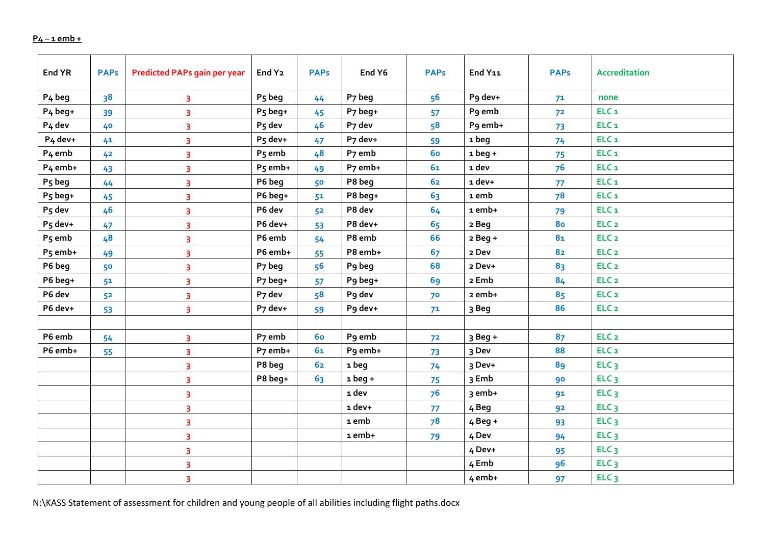P4 – 1 emb +

| End YR | PAPs | Predicted PAPs gain per year | End Y2 | PAPs | End Y6 | PAPs | End Y11 | PAPs | Accreditation |
|---|---|---|---|---|---|---|---|---|---|
| P4 beg | 38 | 3 | P5 beg | 44 | P7 beg | 56 | P9 dev+ | 71 | none |
| P4 beg+ | 39 | 3 | P5 beg+ | 45 | P7 beg+ | 57 | P9 emb | 72 | ELC 1 |
| P4 dev | 40 | 3 | P5 dev | 46 | P7 dev | 58 | P9 emb+ | 73 | ELC 1 |
| P4 dev+ | 41 | 3 | P5 dev+ | 47 | P7 dev+ | 59 | 1 beg | 74 | ELC 1 |
| P4 emb | 42 | 3 | P5 emb | 48 | P7 emb | 60 | 1 beg + | 75 | ELC 1 |
| P4 emb+ | 43 | 3 | P5 emb+ | 49 | P7 emb+ | 61 | 1 dev | 76 | ELC 1 |
| P5 beg | 44 | 3 | P6 beg | 50 | P8 beg | 62 | 1 dev+ | 77 | ELC 1 |
| P5 beg+ | 45 | 3 | P6 beg+ | 51 | P8 beg+ | 63 | 1 emb | 78 | ELC 1 |
| P5 dev | 46 | 3 | P6 dev | 52 | P8 dev | 64 | 1 emb+ | 79 | ELC 1 |
| P5 dev+ | 47 | 3 | P6 dev+ | 53 | P8 dev+ | 65 | 2 Beg | 80 | ELC 2 |
| P5 emb | 48 | 3 | P6 emb | 54 | P8 emb | 66 | 2 Beg + | 81 | ELC 2 |
| P5 emb+ | 49 | 3 | P6 emb+ | 55 | P8 emb+ | 67 | 2 Dev | 82 | ELC 2 |
| P6 beg | 50 | 3 | P7 beg | 56 | P9 beg | 68 | 2 Dev+ | 83 | ELC 2 |
| P6 beg+ | 51 | 3 | P7 beg+ | 57 | P9 beg+ | 69 | 2 Emb | 84 | ELC 2 |
| P6 dev | 52 | 3 | P7 dev | 58 | P9 dev | 70 | 2 emb+ | 85 | ELC 2 |
| P6 dev+ | 53 | 3 | P7 dev+ | 59 | P9 dev+ | 71 | 3 Beg | 86 | ELC 2 |
| | | | | | | | | | |
| P6 emb | 54 | 3 | P7 emb | 60 | P9 emb | 72 | 3 Beg + | 87 | ELC 2 |
| P6 emb+ | 55 | 3 | P7 emb+ | 61 | P9 emb+ | 73 | 3 Dev | 88 | ELC 2 |
| | | 3 | P8 beg | 62 | 1 beg | 74 | 3 Dev+ | 89 | ELC 3 |
| | | 3 | P8 beg+ | 63 | 1 beg + | 75 | 3 Emb | 90 | ELC 3 |
| | | 3 | | | 1 dev | 76 | 3 emb+ | 91 | ELC 3 |
| | | 3 | | | 1 dev+ | 77 | 4 Beg | 92 | ELC 3 |
| | | 3 | | | 1 emb | 78 | 4 Beg + | 93 | ELC 3 |
| | | 3 | | | 1 emb+ | 79 | 4 Dev | 94 | ELC 3 |
| | | 3 | | | | | 4 Dev+ | 95 | ELC 3 |
| | | 3 | | | | | 4 Emb | 96 | ELC 3 |
| | | 3 | | | | | 4 emb+ | 97 | ELC 3 |

N:\KASS Statement of assessment for children and young people of all abilities including flight paths.docx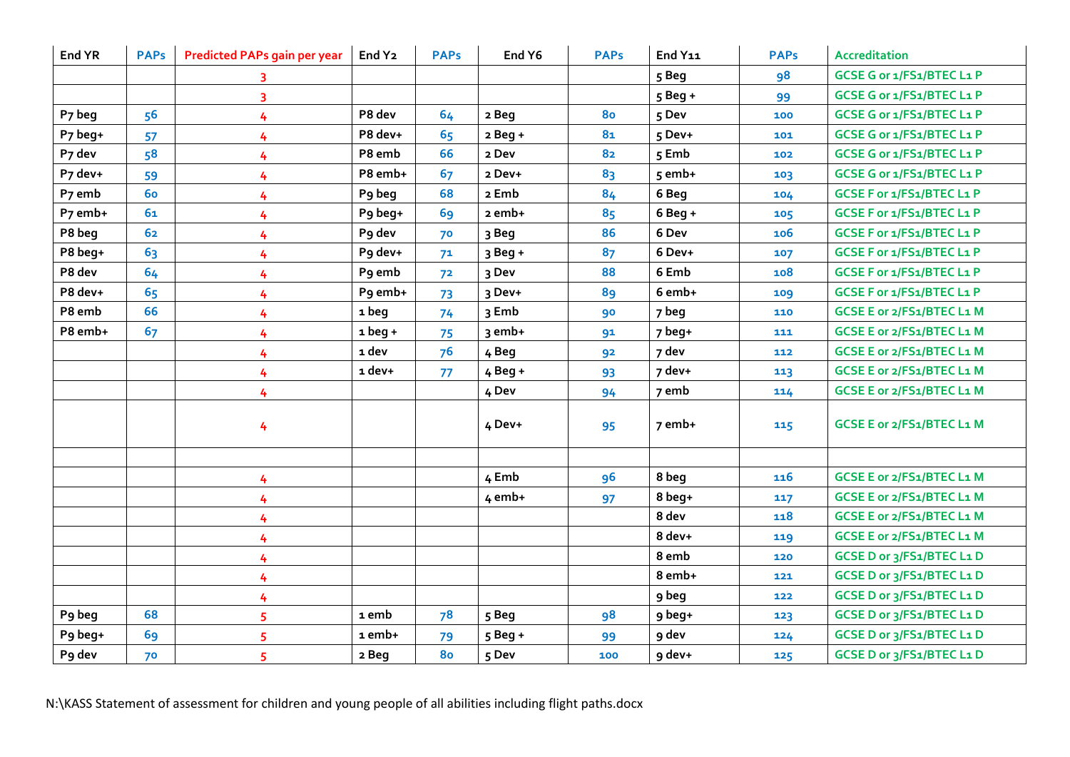| End YR | PAPs | Predicted PAPs gain per year | End Y2 | PAPs | End Y6 | PAPs | End Y11 | PAPs | Accreditation |
|---|---|---|---|---|---|---|---|---|---|
| | | 3 | | | | | 5 Beg | 98 | GCSE G or 1/FS1/BTEC L1 P |
| | | 3 | | | | | 5 Beg + | 99 | GCSE G or 1/FS1/BTEC L1 P |
| P7 beg | 56 | 4 | P8 dev | 64 | 2 Beg | 80 | 5 Dev | 100 | GCSE G or 1/FS1/BTEC L1 P |
| P7 beg+ | 57 | 4 | P8 dev+ | 65 | 2 Beg + | 81 | 5 Dev+ | 101 | GCSE G or 1/FS1/BTEC L1 P |
| P7 dev | 58 | 4 | P8 emb | 66 | 2 Dev | 82 | 5 Emb | 102 | GCSE G or 1/FS1/BTEC L1 P |
| P7 dev+ | 59 | 4 | P8 emb+ | 67 | 2 Dev+ | 83 | 5 emb+ | 103 | GCSE G or 1/FS1/BTEC L1 P |
| P7 emb | 60 | 4 | P9 beg | 68 | 2 Emb | 84 | 6 Beg | 104 | GCSE F or 1/FS1/BTEC L1 P |
| P7 emb+ | 61 | 4 | P9 beg+ | 69 | 2 emb+ | 85 | 6 Beg + | 105 | GCSE F or 1/FS1/BTEC L1 P |
| P8 beg | 62 | 4 | P9 dev | 70 | 3 Beg | 86 | 6 Dev | 106 | GCSE F or 1/FS1/BTEC L1 P |
| P8 beg+ | 63 | 4 | P9 dev+ | 71 | 3 Beg + | 87 | 6 Dev+ | 107 | GCSE F or 1/FS1/BTEC L1 P |
| P8 dev | 64 | 4 | P9 emb | 72 | 3 Dev | 88 | 6 Emb | 108 | GCSE F or 1/FS1/BTEC L1 P |
| P8 dev+ | 65 | 4 | P9 emb+ | 73 | 3 Dev+ | 89 | 6 emb+ | 109 | GCSE F or 1/FS1/BTEC L1 P |
| P8 emb | 66 | 4 | 1 beg | 74 | 3 Emb | 90 | 7 beg | 110 | GCSE E or 2/FS1/BTEC L1 M |
| P8 emb+ | 67 | 4 | 1 beg + | 75 | 3 emb+ | 91 | 7 beg+ | 111 | GCSE E or 2/FS1/BTEC L1 M |
| | | 4 | 1 dev | 76 | 4 Beg | 92 | 7 dev | 112 | GCSE E or 2/FS1/BTEC L1 M |
| | | 4 | 1 dev+ | 77 | 4 Beg + | 93 | 7 dev+ | 113 | GCSE E or 2/FS1/BTEC L1 M |
| | | 4 | | | 4 Dev | 94 | 7 emb | 114 | GCSE E or 2/FS1/BTEC L1 M |
| | | 4 | | | 4 Dev+ | 95 | 7 emb+ | 115 | GCSE E or 2/FS1/BTEC L1 M |
| | | | | | | | | | |
| | | 4 | | | 4 Emb | 96 | 8 beg | 116 | GCSE E or 2/FS1/BTEC L1 M |
| | | 4 | | | 4 emb+ | 97 | 8 beg+ | 117 | GCSE E or 2/FS1/BTEC L1 M |
| | | 4 | | | | | 8 dev | 118 | GCSE E or 2/FS1/BTEC L1 M |
| | | 4 | | | | | 8 dev+ | 119 | GCSE E or 2/FS1/BTEC L1 M |
| | | 4 | | | | | 8 emb | 120 | GCSE D or 3/FS1/BTEC L1 D |
| | | 4 | | | | | 8 emb+ | 121 | GCSE D or 3/FS1/BTEC L1 D |
| | | 4 | | | | | 9 beg | 122 | GCSE D or 3/FS1/BTEC L1 D |
| P9 beg | 68 | 5 | 1 emb | 78 | 5 Beg | 98 | 9 beg+ | 123 | GCSE D or 3/FS1/BTEC L1 D |
| P9 beg+ | 69 | 5 | 1 emb+ | 79 | 5 Beg + | 99 | 9 dev | 124 | GCSE D or 3/FS1/BTEC L1 D |
| P9 dev | 70 | 5 | 2 Beg | 80 | 5 Dev | 100 | 9 dev+ | 125 | GCSE D or 3/FS1/BTEC L1 D |

N:\KASS Statement of assessment for children and young people of all abilities including flight paths.docx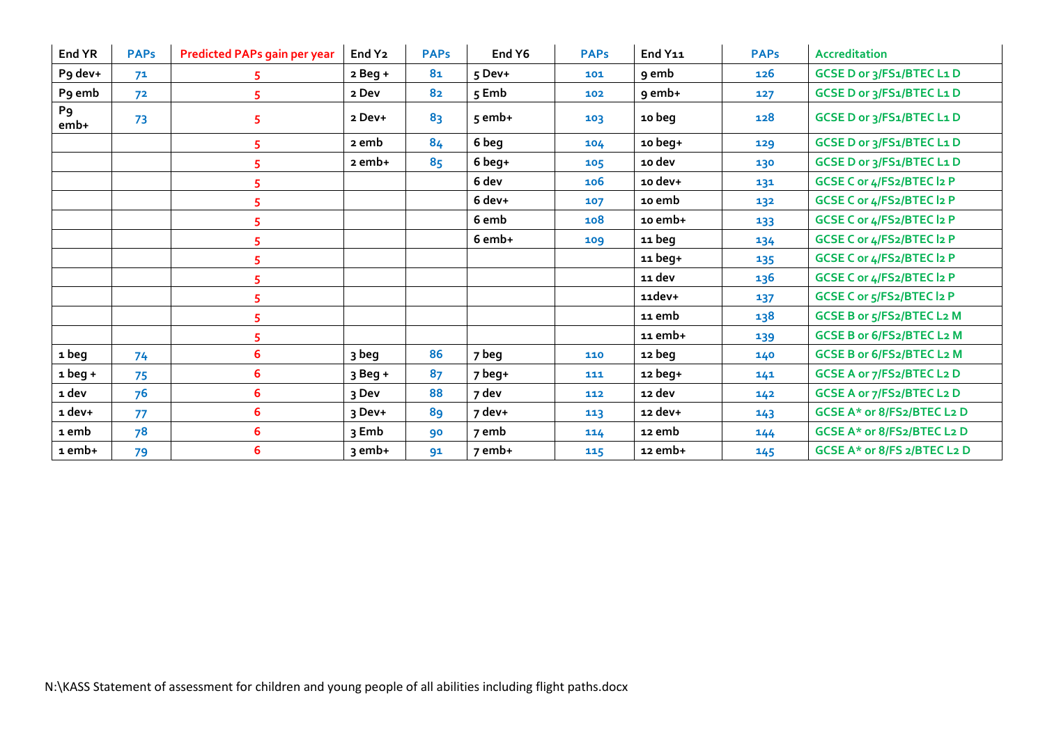| End YR | PAPs | Predicted PAPs gain per year | End Y2 | PAPs | End Y6 | PAPs | End Y11 | PAPs | Accreditation |
|---|---|---|---|---|---|---|---|---|---|
| P9 dev+ | 71 | 5 | 2 Beg + | 81 | 5 Dev+ | 101 | 9 emb | 126 | GCSE D or 3/FS1/BTEC L1 D |
| P9 emb | 72 | 5 | 2 Dev | 82 | 5 Emb | 102 | 9 emb+ | 127 | GCSE D or 3/FS1/BTEC L1 D |
| P9 emb+ | 73 | 5 | 2 Dev+ | 83 | 5 emb+ | 103 | 10 beg | 128 | GCSE D or 3/FS1/BTEC L1 D |
| | | 5 | 2 emb | 84 | 6 beg | 104 | 10 beg+ | 129 | GCSE D or 3/FS1/BTEC L1 D |
| | | 5 | 2 emb+ | 85 | 6 beg+ | 105 | 10 dev | 130 | GCSE D or 3/FS1/BTEC L1 D |
| | | 5 | | | 6 dev | 106 | 10 dev+ | 131 | GCSE C or 4/FS2/BTEC l2 P |
| | | 5 | | | 6 dev+ | 107 | 10 emb | 132 | GCSE C or 4/FS2/BTEC l2 P |
| | | 5 | | | 6 emb | 108 | 10 emb+ | 133 | GCSE C or 4/FS2/BTEC l2 P |
| | | 5 | | | 6 emb+ | 109 | 11 beg | 134 | GCSE C or 4/FS2/BTEC l2 P |
| | | 5 | | | | | 11 beg+ | 135 | GCSE C or 4/FS2/BTEC l2 P |
| | | 5 | | | | | 11 dev | 136 | GCSE C or 4/FS2/BTEC l2 P |
| | | 5 | | | | | 11dev+ | 137 | GCSE C or 5/FS2/BTEC l2 P |
| | | 5 | | | | | 11 emb | 138 | GCSE B or 5/FS2/BTEC L2 M |
| | | 5 | | | | | 11 emb+ | 139 | GCSE B or 6/FS2/BTEC L2 M |
| 1 beg | 74 | 6 | 3 beg | 86 | 7 beg | 110 | 12 beg | 140 | GCSE B or 6/FS2/BTEC L2 M |
| 1 beg + | 75 | 6 | 3 Beg + | 87 | 7 beg+ | 111 | 12 beg+ | 141 | GCSE A or 7/FS2/BTEC L2 D |
| 1 dev | 76 | 6 | 3 Dev | 88 | 7 dev | 112 | 12 dev | 142 | GCSE A or 7/FS2/BTEC L2 D |
| 1 dev+ | 77 | 6 | 3 Dev+ | 89 | 7 dev+ | 113 | 12 dev+ | 143 | GCSE A* or 8/FS2/BTEC L2 D |
| 1 emb | 78 | 6 | 3 Emb | 90 | 7 emb | 114 | 12 emb | 144 | GCSE A* or 8/FS2/BTEC L2 D |
| 1 emb+ | 79 | 6 | 3 emb+ | 91 | 7 emb+ | 115 | 12 emb+ | 145 | GCSE A* or 8/FS 2/BTEC L2 D |

N:\KASS Statement of assessment for children and young people of all abilities including flight paths.docx